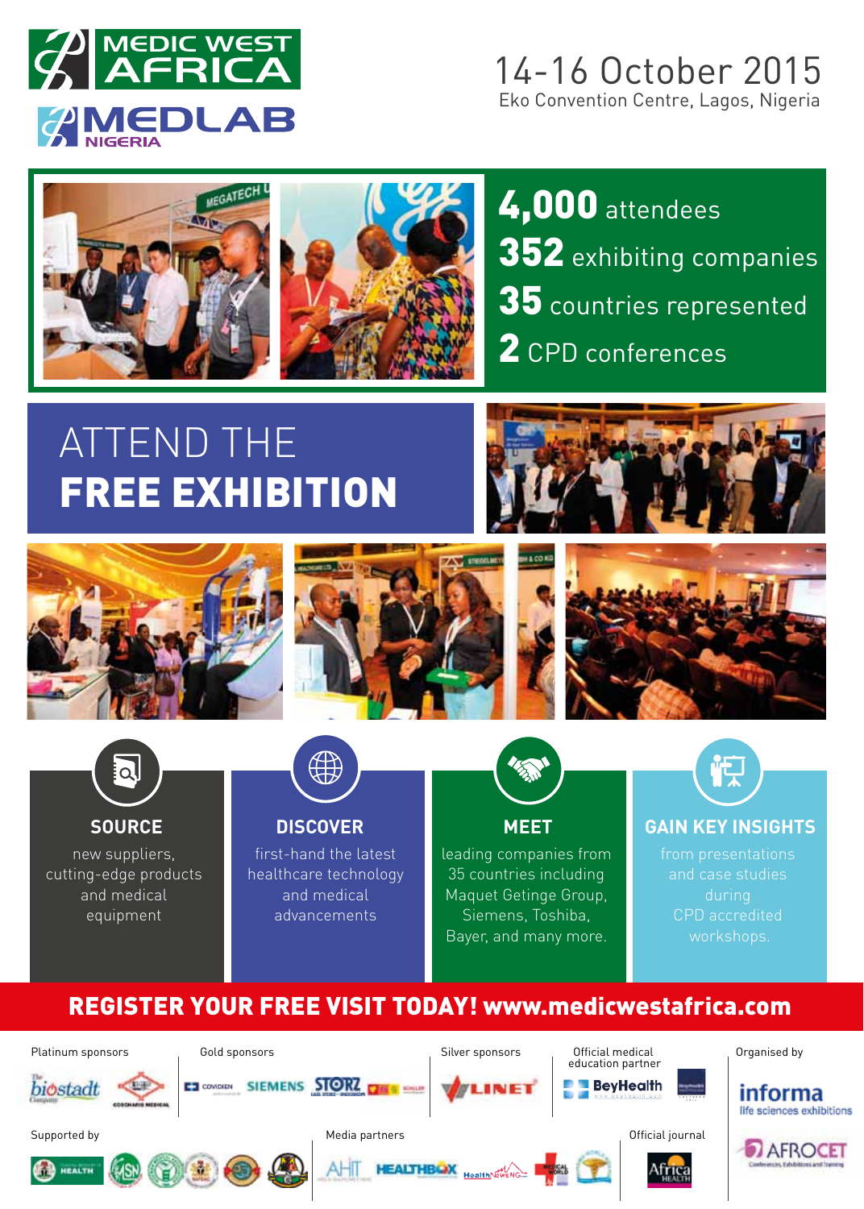# MEDIC WEST AFRICA

# MEDLAB NIGERIA

**14-16 October 2015**
Eko Convention Centre, Lagos, Nigeria

**4,000** attendees
**352** exhibiting companies
**35** countries represented
**2** CPD conferences

# ATTEND THE **FREE EXHIBITION**

### SOURCE
new suppliers, cutting-edge products and medical equipment

### DISCOVER
first-hand the latest healthcare technology and medical advancements

### MEET
leading companies from 35 countries including Maquet Getinge Group, Siemens, Toshiba, Bayer, and many more.

### GAIN KEY INSIGHTS
from presentations and case studies during CPD accredited workshops.

## REGISTER YOUR FREE VISIT TODAY! www.medicwestafrica.com

Platinum sponsors: biostadt, Coscharis Medical

Gold sponsors: Covidien, Siemens, Storz

Silver sponsors: Linet

Official medical education partner: BeyHealth

Organised by: informa life sciences exhibitions

Supported by

Media partners: AHT, Healthbox, HealthNewsNG, Medical World

Official journal: Africa Health

AFROCET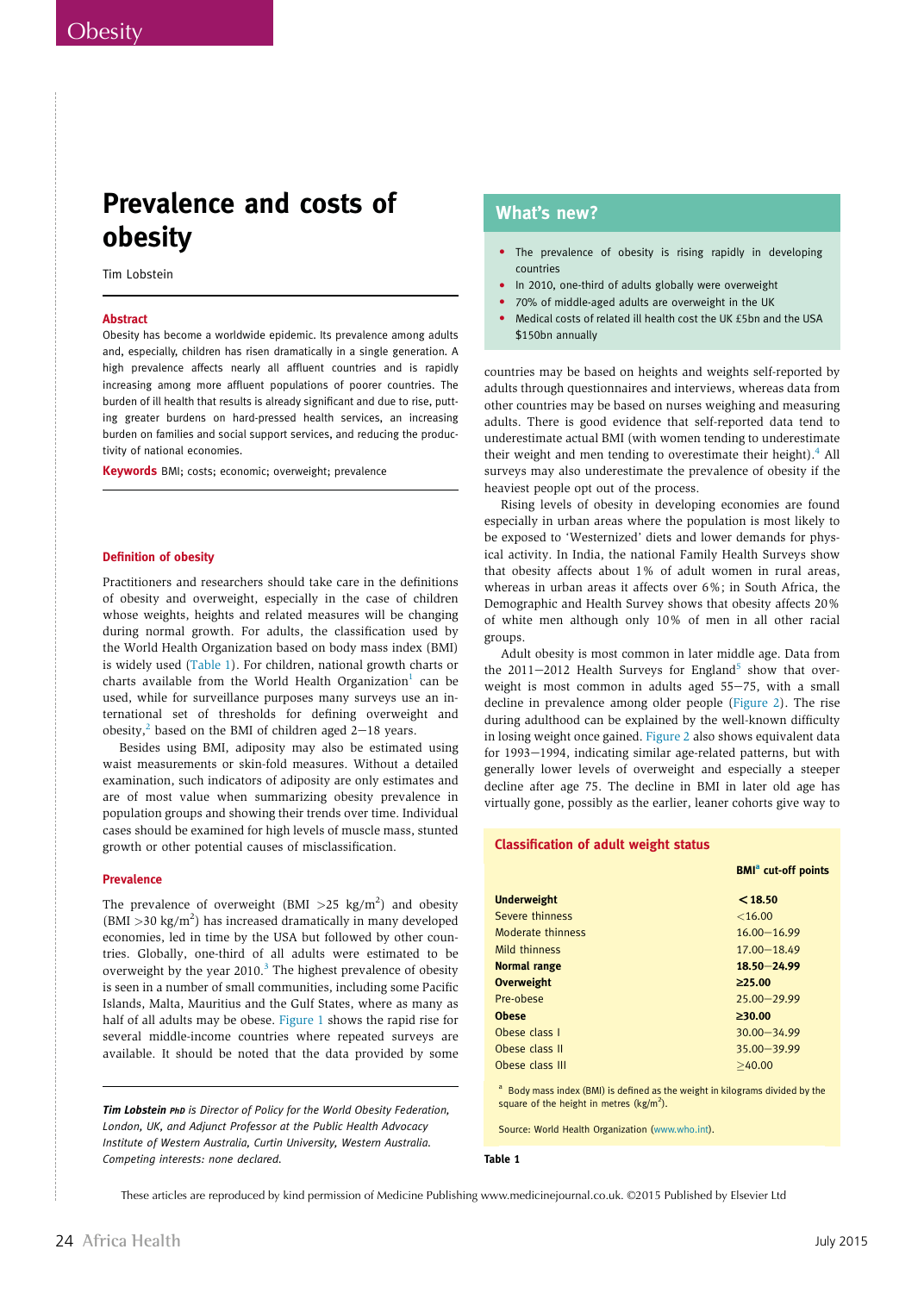# Prevalence and costs of obesity

Tim Lobstein

## Abstract

Obesity has become a worldwide epidemic. Its prevalence among adults and, especially, children has risen dramatically in a single generation. A high prevalence affects nearly all affluent countries and is rapidly increasing among more affluent populations of poorer countries. The burden of ill health that results is already significant and due to rise, putting greater burdens on hard-pressed health services, an increasing burden on families and social support services, and reducing the productivity of national economies.

**Keywords** BMI; costs; economic; overweight; prevalence

## What's new?

- The prevalence of obesity is rising rapidly in developing countries
- In 2010, one-third of adults globally were overweight
- 70% of middle-aged adults are overweight in the UK
- Medical costs of related ill health cost the UK £5bn and the USA $150bn annually

## Definition of obesity

Practitioners and researchers should take care in the definitions of obesity and overweight, especially in the case of children whose weights, heights and related measures will be changing during normal growth. For adults, the classification used by the World Health Organization based on body mass index (BMI) is widely used (Table 1). For children, national growth charts or charts available from the World Health Organization[1] can be used, while for surveillance purposes many surveys use an international set of thresholds for defining overweight and obesity,[2] based on the BMI of children aged 2–18 years.

Besides using BMI, adiposity may also be estimated using waist measurements or skin-fold measures. Without a detailed examination, such indicators of adiposity are only estimates and are of most value when summarizing obesity prevalence in population groups and showing their trends over time. Individual cases should be examined for high levels of muscle mass, stunted growth or other potential causes of misclassification.

## Prevalence

The prevalence of overweight (BMI >25 kg/m$^2$) and obesity (BMI >30 kg/m$^2$) has increased dramatically in many developed economies, led in time by the USA but followed by other countries. Globally, one-third of all adults were estimated to be overweight by the year 2010.[3] The highest prevalence of obesity is seen in a number of small communities, including some Pacific Islands, Malta, Mauritius and the Gulf States, where as many as half of all adults may be obese. Figure 1 shows the rapid rise for several middle-income countries where repeated surveys are available. It should be noted that the data provided by some countries may be based on heights and weights self-reported by adults through questionnaires and interviews, whereas data from other countries may be based on nurses weighing and measuring adults. There is good evidence that self-reported data tend to underestimate actual BMI (with women tending to underestimate their weight and men tending to overestimate their height).[4] All surveys may also underestimate the prevalence of obesity if the heaviest people opt out of the process.

Rising levels of obesity in developing economies are found especially in urban areas where the population is most likely to be exposed to 'Westernized' diets and lower demands for physical activity. In India, the national Family Health Surveys show that obesity affects about 1% of adult women in rural areas, whereas in urban areas it affects over 6%; in South Africa, the Demographic and Health Survey shows that obesity affects 20% of white men although only 10% of men in all other racial groups.

Adult obesity is most common in later middle age. Data from the 2011–2012 Health Surveys for England[5] show that overweight is most common in adults aged 55–75, with a small decline in prevalence among older people (Figure 2). The rise during adulthood can be explained by the well-known difficulty in losing weight once gained. Figure 2 also shows equivalent data for 1993–1994, indicating similar age-related patterns, but with generally lower levels of overweight and especially a steeper decline after age 75. The decline in BMI in later old age has virtually gone, possibly as the earlier, leaner cohorts give way to

**Classification of adult weight status**

| | BMI[a] cut-off points |
|---|---|
| **Underweight** | **<18.50** |
| Severe thinness | <16.00 |
| Moderate thinness | 16.00–16.99 |
| Mild thinness | 17.00–18.49 |
| **Normal range** | **18.50–24.99** |
| **Overweight** | **≥25.00** |
| Pre-obese | 25.00–29.99 |
| **Obese** | **≥30.00** |
| Obese class I | 30.00–34.99 |
| Obese class II | 35.00–39.99 |
| Obese class III | ≥40.00 |

[a] Body mass index (BMI) is defined as the weight in kilograms divided by the square of the height in metres (kg/m$^2$).

Source: World Health Organization (www.who.int).

**Table 1**

*Tim Lobstein PhD is Director of Policy for the World Obesity Federation, London, UK, and Adjunct Professor at the Public Health Advocacy Institute of Western Australia, Curtin University, Western Australia. Competing interests: none declared.*

These articles are reproduced by kind permission of Medicine Publishing www.medicinejournal.co.uk. ©2015 Published by Elsevier Ltd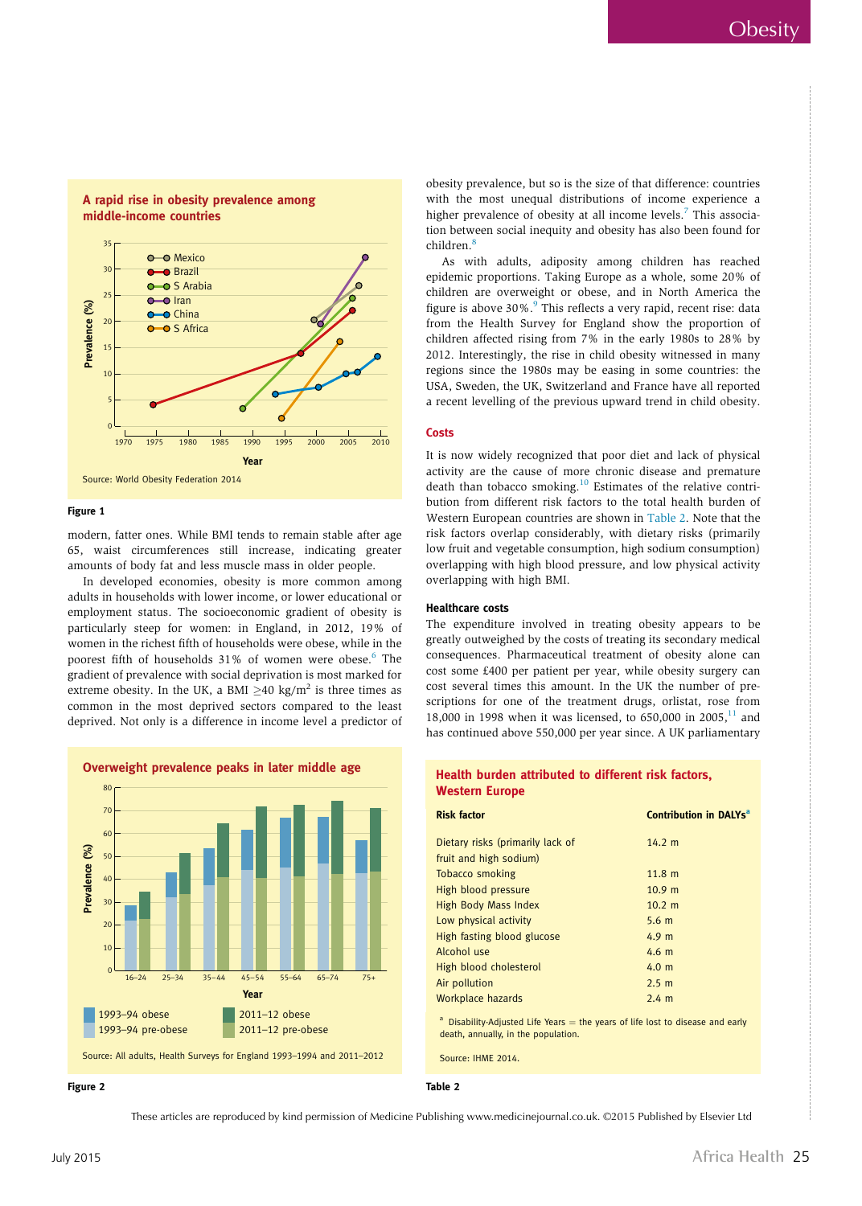**A rapid rise in obesity prevalence among middle-income countries**

Prevalence (%)

35
30
25
20
15
10
5
0

1970 1975 1980 1985 1990 1995 2000 2005 2010

Year

Mexico
Brazil
S Arabia
Iran
China
S Africa

Source: World Obesity Federation 2014

**Figure 1**

modern, fatter ones. While BMI tends to remain stable after age 65, waist circumferences still increase, indicating greater amounts of body fat and less muscle mass in older people.

In developed economies, obesity is more common among adults in households with lower income, or lower educational or employment status. The socioeconomic gradient of obesity is particularly steep for women: in England, in 2012, 19% of women in the richest fifth of households were obese, while in the poorest fifth of households 31% of women were obese.[6] The gradient of prevalence with social deprivation is most marked for extreme obesity. In the UK, a BMI ≥40 kg/m$^2$ is three times as common in the most deprived sectors compared to the least deprived. Not only is a difference in income level a predictor of obesity prevalence, but so is the size of that difference: countries with the most unequal distributions of income experience a higher prevalence of obesity at all income levels.[7] This association between social inequity and obesity has also been found for children.[8]

As with adults, adiposity among children has reached epidemic proportions. Taking Europe as a whole, some 20% of children are overweight or obese, and in North America the figure is above 30%.[9] This reflects a very rapid, recent rise: data from the Health Survey for England show the proportion of children affected rising from 7% in the early 1980s to 28% by 2012. Interestingly, the rise in child obesity witnessed in many regions since the 1980s may be easing in some countries: the USA, Sweden, the UK, Switzerland and France have all reported a recent levelling of the previous upward trend in child obesity.

## Costs

It is now widely recognized that poor diet and lack of physical activity are the cause of more chronic disease and premature death than tobacco smoking.[10] Estimates of the relative contribution from different risk factors to the total health burden of Western European countries are shown in Table 2. Note that the risk factors overlap considerably, with dietary risks (primarily low fruit and vegetable consumption, high sodium consumption) overlapping with high blood pressure, and low physical activity overlapping with high BMI.

### Healthcare costs

The expenditure involved in treating obesity appears to be greatly outweighed by the costs of treating its secondary medical consequences. Pharmaceutical treatment of obesity alone can cost some £400 per patient per year, while obesity surgery can cost several times this amount. In the UK the number of prescriptions for one of the treatment drugs, orlistat, rose from 18,000 in 1998 when it was licensed, to 650,000 in 2005,[11] and has continued above 550,000 per year since. A UK parliamentary

**Overweight prevalence peaks in later middle age**

Prevalence (%)

80
70
60
50
40
30
20
10
0

16–24 25–34 35–44 45–54 55–64 65–74 75+

Year

1993–94 obese
1993–94 pre-obese
2011–12 obese
2011–12 pre-obese

Source: All adults, Health Surveys for England 1993–1994 and 2011–2012

**Figure 2**

**Health burden attributed to different risk factors, Western Europe**

| Risk factor | Contribution in DALYs[a] |
|---|---|
| Dietary risks (primarily lack of fruit and high sodium) | 14.2 m |
| Tobacco smoking | 11.8 m |
| High blood pressure | 10.9 m |
| High Body Mass Index | 10.2 m |
| Low physical activity | 5.6 m |
| High fasting blood glucose | 4.9 m |
| Alcohol use | 4.6 m |
| High blood cholesterol | 4.0 m |
| Air pollution | 2.5 m |
| Workplace hazards | 2.4 m |

[a] Disability-Adjusted Life Years = the years of life lost to disease and early death, annually, in the population.

Source: IHME 2014.

**Table 2**

These articles are reproduced by kind permission of Medicine Publishing www.medicinejournal.co.uk. ©2015 Published by Elsevier Ltd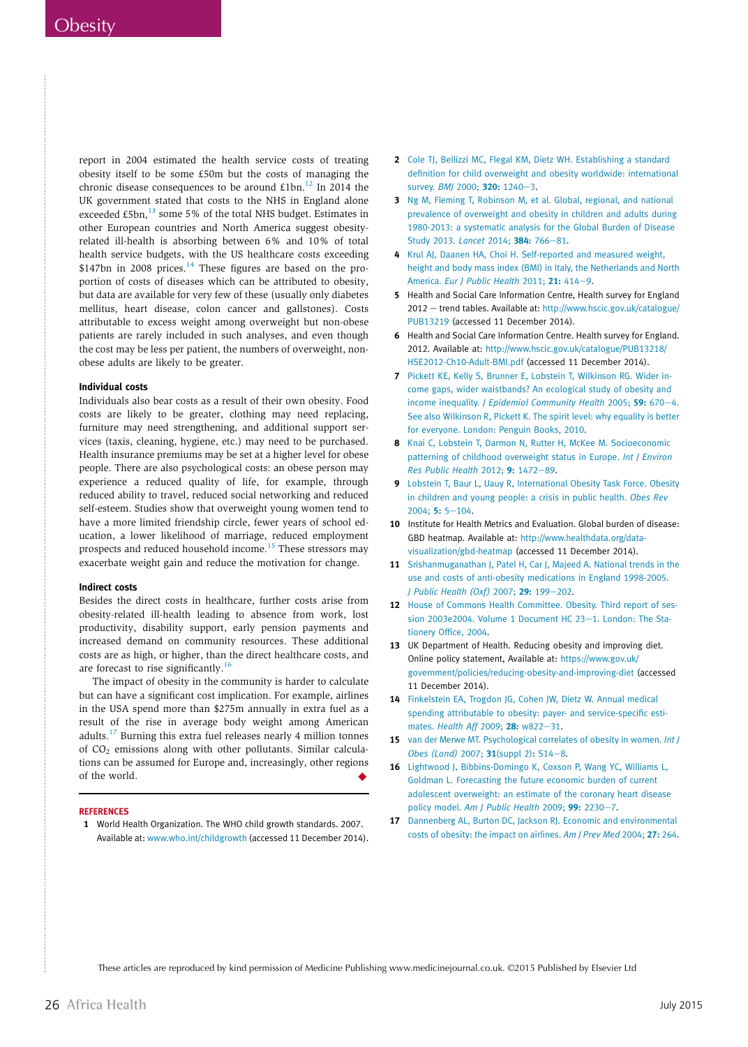report in 2004 estimated the health service costs of treating obesity itself to be some £50m but the costs of managing the chronic disease consequences to be around £1bn.[12] In 2014 the UK government stated that costs to the NHS in England alone exceeded £5bn,[13] some 5% of the total NHS budget. Estimates in other European countries and North America suggest obesity-related ill-health is absorbing between 6% and 10% of total health service budgets, with the US healthcare costs exceeding $147bn in 2008 prices.[14] These figures are based on the proportion of costs of diseases which can be attributed to obesity, but data are available for very few of these (usually only diabetes mellitus, heart disease, colon cancer and gallstones). Costs attributable to excess weight among overweight but non-obese patients are rarely included in such analyses, and even though the cost may be less per patient, the numbers of overweight, non-obese adults are likely to be greater.

#### Individual costs

Individuals also bear costs as a result of their own obesity. Food costs are likely to be greater, clothing may need replacing, furniture may need strengthening, and additional support services (taxis, cleaning, hygiene, etc.) may need to be purchased. Health insurance premiums may be set at a higher level for obese people. There are also psychological costs: an obese person may experience a reduced quality of life, for example, through reduced ability to travel, reduced social networking and reduced self-esteem. Studies show that overweight young women tend to have a more limited friendship circle, fewer years of school education, a lower likelihood of marriage, reduced employment prospects and reduced household income.[15] These stressors may exacerbate weight gain and reduce the motivation for change.

#### Indirect costs

Besides the direct costs in healthcare, further costs arise from obesity-related ill-health leading to absence from work, lost productivity, disability support, early pension payments and increased demand on community resources. These additional costs are as high, or higher, than the direct healthcare costs, and are forecast to rise significantly.[16]

The impact of obesity in the community is harder to calculate but can have a significant cost implication. For example, airlines in the USA spend more than $275m annually in extra fuel as a result of the rise in average body weight among American adults.[17] Burning this extra fuel releases nearly 4 million tonnes of $CO_2$ emissions along with other pollutants. Similar calculations can be assumed for Europe and, increasingly, other regions of the world. ◆

#### REFERENCES

1. World Health Organization. The WHO child growth standards. 2007. Available at: www.who.int/childgrowth (accessed 11 December 2014).
2. Cole TJ, Bellizzi MC, Flegal KM, Dietz WH. Establishing a standard definition for child overweight and obesity worldwide: international survey. *BMJ* 2000; **320:** 1240–3.
3. Ng M, Fleming T, Robinson M, et al. Global, regional, and national prevalence of overweight and obesity in children and adults during 1980-2013: a systematic analysis for the Global Burden of Disease Study 2013. *Lancet* 2014; **384:** 766–81.
4. Krul AJ, Daanen HA, Choi H. Self-reported and measured weight, height and body mass index (BMI) in Italy, the Netherlands and North America. *Eur J Public Health* 2011; **21:** 414–9.
5. Health and Social Care Information Centre, Health survey for England 2012 – trend tables. Available at: http://www.hscic.gov.uk/catalogue/PUB13219 (accessed 11 December 2014).
6. Health and Social Care Information Centre. Health survey for England. 2012. Available at: http://www.hscic.gov.uk/catalogue/PUB13218/HSE2012-Ch10-Adult-BMI.pdf (accessed 11 December 2014).
7. Pickett KE, Kelly S, Brunner E, Lobstein T, Wilkinson RG. Wider income gaps, wider waistbands? An ecological study of obesity and income inequality. *J Epidemiol Community Health* 2005; **59:** 670–4. See also Wilkinson R, Pickett K. The spirit level: why equality is better for everyone. London: Penguin Books, 2010.
8. Knai C, Lobstein T, Darmon N, Rutter H, McKee M. Socioeconomic patterning of childhood overweight status in Europe. *Int J Environ Res Public Health* 2012; **9:** 1472–89.
9. Lobstein T, Baur L, Uauy R, International Obesity Task Force. Obesity in children and young people: a crisis in public health. *Obes Rev* 2004; **5:** 5–104.
10. Institute for Health Metrics and Evaluation. Global burden of disease: GBD heatmap. Available at: http://www.healthdata.org/data-visualization/gbd-heatmap (accessed 11 December 2014).
11. Srishanmuganathan J, Patel H, Car J, Majeed A. National trends in the use and costs of anti-obesity medications in England 1998-2005. *J Public Health (Oxf)* 2007; **29:** 199–202.
12. House of Commons Health Committee. Obesity. Third report of session 2003e2004. Volume 1 Document HC 23–1. London: The Stationery Office, 2004.
13. UK Department of Health. Reducing obesity and improving diet. Online policy statement, Available at: https://www.gov.uk/government/policies/reducing-obesity-and-improving-diet (accessed 11 December 2014).
14. Finkelstein EA, Trogdon JG, Cohen JW, Dietz W. Annual medical spending attributable to obesity: payer- and service-specific estimates. *Health Aff* 2009; **28:** w822–31.
15. van der Merwe MT. Psychological correlates of obesity in women. *Int J Obes (Lond)* 2007; **31**(suppl 2)**:** S14–8.
16. Lightwood J, Bibbins-Domingo K, Coxson P, Wang YC, Williams L, Goldman L. Forecasting the future economic burden of current adolescent overweight: an estimate of the coronary heart disease policy model. *Am J Public Health* 2009; **99:** 2230–7.
17. Dannenberg AL, Burton DC, Jackson RJ. Economic and environmental costs of obesity: the impact on airlines. *Am J Prev Med* 2004; **27:** 264.

These articles are reproduced by kind permission of Medicine Publishing www.medicinejournal.co.uk. ©2015 Published by Elsevier Ltd